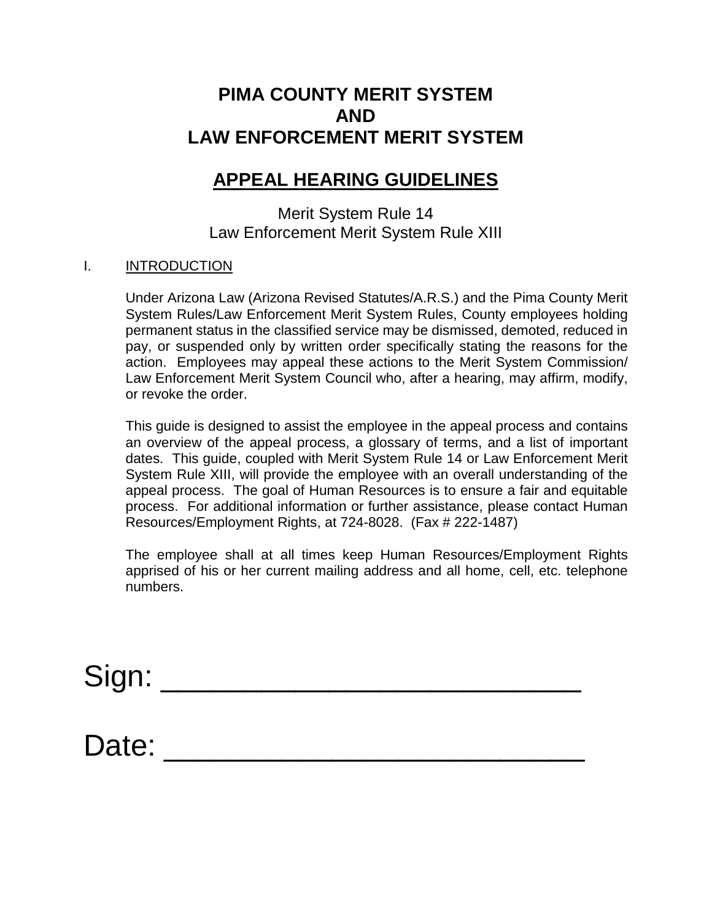# PIMA COUNTY MERIT SYSTEM
# AND
# LAW ENFORCEMENT MERIT SYSTEM

## APPEAL HEARING GUIDELINES

Merit System Rule 14
Law Enforcement Merit System Rule XIII

I. INTRODUCTION

Under Arizona Law (Arizona Revised Statutes/A.R.S.) and the Pima County Merit System Rules/Law Enforcement Merit System Rules, County employees holding permanent status in the classified service may be dismissed, demoted, reduced in pay, or suspended only by written order specifically stating the reasons for the action. Employees may appeal these actions to the Merit System Commission/ Law Enforcement Merit System Council who, after a hearing, may affirm, modify, or revoke the order.

This guide is designed to assist the employee in the appeal process and contains an overview of the appeal process, a glossary of terms, and a list of important dates. This guide, coupled with Merit System Rule 14 or Law Enforcement Merit System Rule XIII, will provide the employee with an overall understanding of the appeal process. The goal of Human Resources is to ensure a fair and equitable process. For additional information or further assistance, please contact Human Resources/Employment Rights, at 724-8028. (Fax # 222-1487)

The employee shall at all times keep Human Resources/Employment Rights apprised of his or her current mailing address and all home, cell, etc. telephone numbers.

Sign: ___________________________

Date: ___________________________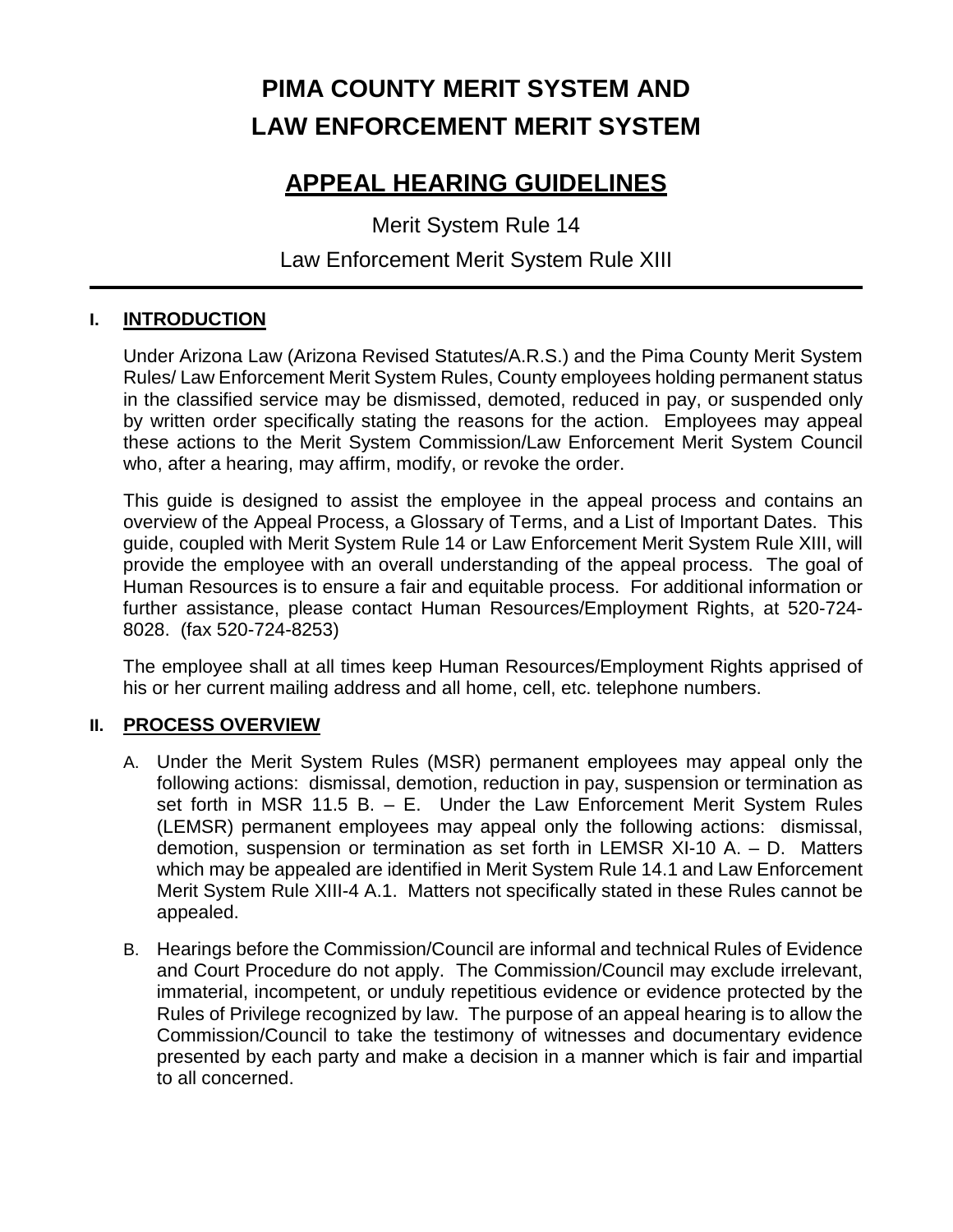# PIMA COUNTY MERIT SYSTEM AND LAW ENFORCEMENT MERIT SYSTEM

## APPEAL HEARING GUIDELINES

Merit System Rule 14

Law Enforcement Merit System Rule XIII

---

### I. INTRODUCTION

Under Arizona Law (Arizona Revised Statutes/A.R.S.) and the Pima County Merit System Rules/ Law Enforcement Merit System Rules, County employees holding permanent status in the classified service may be dismissed, demoted, reduced in pay, or suspended only by written order specifically stating the reasons for the action. Employees may appeal these actions to the Merit System Commission/Law Enforcement Merit System Council who, after a hearing, may affirm, modify, or revoke the order.

This guide is designed to assist the employee in the appeal process and contains an overview of the Appeal Process, a Glossary of Terms, and a List of Important Dates. This guide, coupled with Merit System Rule 14 or Law Enforcement Merit System Rule XIII, will provide the employee with an overall understanding of the appeal process. The goal of Human Resources is to ensure a fair and equitable process. For additional information or further assistance, please contact Human Resources/Employment Rights, at 520-724-8028. (fax 520-724-8253)

The employee shall at all times keep Human Resources/Employment Rights apprised of his or her current mailing address and all home, cell, etc. telephone numbers.

### II. PROCESS OVERVIEW

A. Under the Merit System Rules (MSR) permanent employees may appeal only the following actions: dismissal, demotion, reduction in pay, suspension or termination as set forth in MSR 11.5 B. – E. Under the Law Enforcement Merit System Rules (LEMSR) permanent employees may appeal only the following actions: dismissal, demotion, suspension or termination as set forth in LEMSR XI-10 A. – D. Matters which may be appealed are identified in Merit System Rule 14.1 and Law Enforcement Merit System Rule XIII-4 A.1. Matters not specifically stated in these Rules cannot be appealed.

B. Hearings before the Commission/Council are informal and technical Rules of Evidence and Court Procedure do not apply. The Commission/Council may exclude irrelevant, immaterial, incompetent, or unduly repetitious evidence or evidence protected by the Rules of Privilege recognized by law. The purpose of an appeal hearing is to allow the Commission/Council to take the testimony of witnesses and documentary evidence presented by each party and make a decision in a manner which is fair and impartial to all concerned.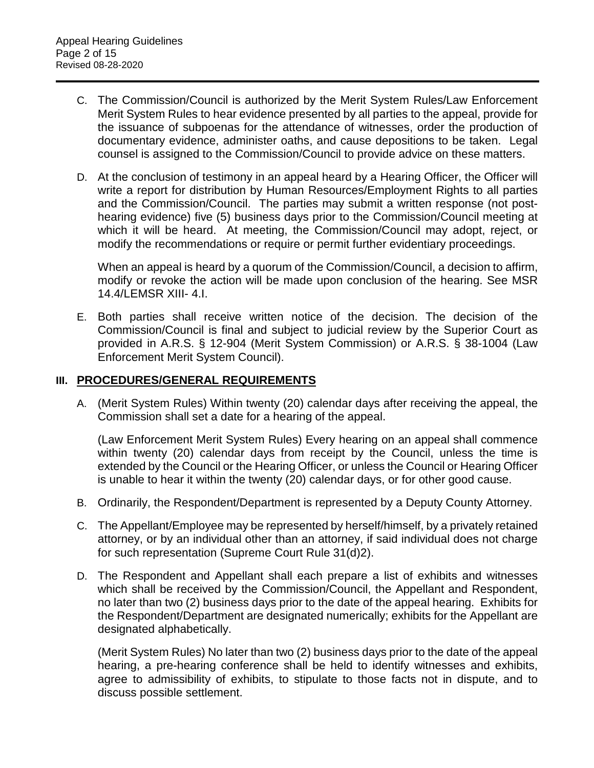C. The Commission/Council is authorized by the Merit System Rules/Law Enforcement Merit System Rules to hear evidence presented by all parties to the appeal, provide for the issuance of subpoenas for the attendance of witnesses, order the production of documentary evidence, administer oaths, and cause depositions to be taken. Legal counsel is assigned to the Commission/Council to provide advice on these matters.

D. At the conclusion of testimony in an appeal heard by a Hearing Officer, the Officer will write a report for distribution by Human Resources/Employment Rights to all parties and the Commission/Council. The parties may submit a written response (not post-hearing evidence) five (5) business days prior to the Commission/Council meeting at which it will be heard. At meeting, the Commission/Council may adopt, reject, or modify the recommendations or require or permit further evidentiary proceedings.

When an appeal is heard by a quorum of the Commission/Council, a decision to affirm, modify or revoke the action will be made upon conclusion of the hearing. See MSR 14.4/LEMSR XIII- 4.I.

E. Both parties shall receive written notice of the decision. The decision of the Commission/Council is final and subject to judicial review by the Superior Court as provided in A.R.S. § 12-904 (Merit System Commission) or A.R.S. § 38-1004 (Law Enforcement Merit System Council).

## III. PROCEDURES/GENERAL REQUIREMENTS

A. (Merit System Rules) Within twenty (20) calendar days after receiving the appeal, the Commission shall set a date for a hearing of the appeal.

(Law Enforcement Merit System Rules) Every hearing on an appeal shall commence within twenty (20) calendar days from receipt by the Council, unless the time is extended by the Council or the Hearing Officer, or unless the Council or Hearing Officer is unable to hear it within the twenty (20) calendar days, or for other good cause.

B. Ordinarily, the Respondent/Department is represented by a Deputy County Attorney.

C. The Appellant/Employee may be represented by herself/himself, by a privately retained attorney, or by an individual other than an attorney, if said individual does not charge for such representation (Supreme Court Rule 31(d)2).

D. The Respondent and Appellant shall each prepare a list of exhibits and witnesses which shall be received by the Commission/Council, the Appellant and Respondent, no later than two (2) business days prior to the date of the appeal hearing. Exhibits for the Respondent/Department are designated numerically; exhibits for the Appellant are designated alphabetically.

(Merit System Rules) No later than two (2) business days prior to the date of the appeal hearing, a pre-hearing conference shall be held to identify witnesses and exhibits, agree to admissibility of exhibits, to stipulate to those facts not in dispute, and to discuss possible settlement.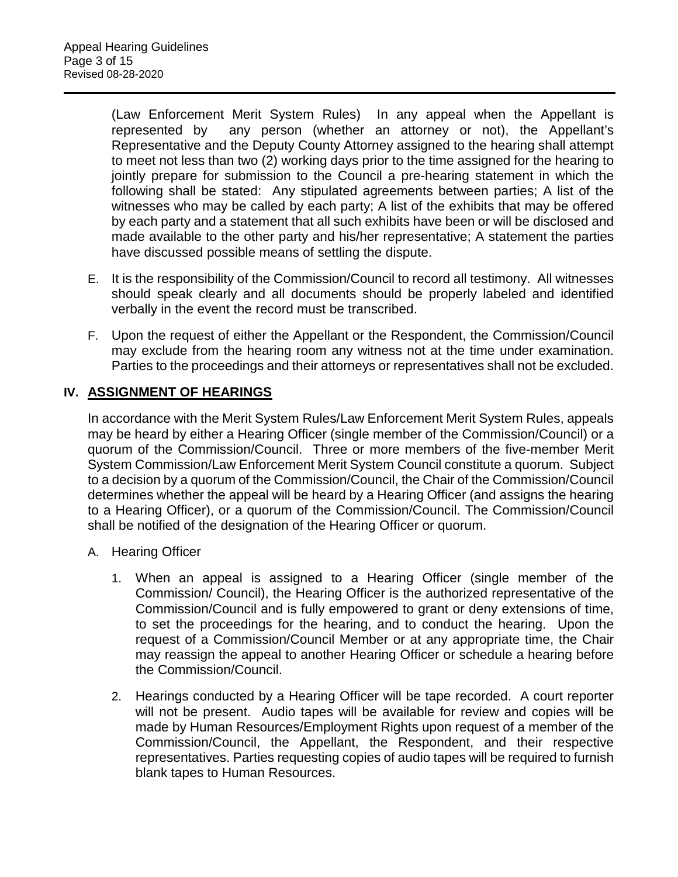(Law Enforcement Merit System Rules) In any appeal when the Appellant is represented by any person (whether an attorney or not), the Appellant's Representative and the Deputy County Attorney assigned to the hearing shall attempt to meet not less than two (2) working days prior to the time assigned for the hearing to jointly prepare for submission to the Council a pre-hearing statement in which the following shall be stated: Any stipulated agreements between parties; A list of the witnesses who may be called by each party; A list of the exhibits that may be offered by each party and a statement that all such exhibits have been or will be disclosed and made available to the other party and his/her representative; A statement the parties have discussed possible means of settling the dispute.

E. It is the responsibility of the Commission/Council to record all testimony. All witnesses should speak clearly and all documents should be properly labeled and identified verbally in the event the record must be transcribed.

F. Upon the request of either the Appellant or the Respondent, the Commission/Council may exclude from the hearing room any witness not at the time under examination. Parties to the proceedings and their attorneys or representatives shall not be excluded.

## IV. ASSIGNMENT OF HEARINGS

In accordance with the Merit System Rules/Law Enforcement Merit System Rules, appeals may be heard by either a Hearing Officer (single member of the Commission/Council) or a quorum of the Commission/Council. Three or more members of the five-member Merit System Commission/Law Enforcement Merit System Council constitute a quorum. Subject to a decision by a quorum of the Commission/Council, the Chair of the Commission/Council determines whether the appeal will be heard by a Hearing Officer (and assigns the hearing to a Hearing Officer), or a quorum of the Commission/Council. The Commission/Council shall be notified of the designation of the Hearing Officer or quorum.

A. Hearing Officer

1. When an appeal is assigned to a Hearing Officer (single member of the Commission/ Council), the Hearing Officer is the authorized representative of the Commission/Council and is fully empowered to grant or deny extensions of time, to set the proceedings for the hearing, and to conduct the hearing. Upon the request of a Commission/Council Member or at any appropriate time, the Chair may reassign the appeal to another Hearing Officer or schedule a hearing before the Commission/Council.

2. Hearings conducted by a Hearing Officer will be tape recorded. A court reporter will not be present. Audio tapes will be available for review and copies will be made by Human Resources/Employment Rights upon request of a member of the Commission/Council, the Appellant, the Respondent, and their respective representatives. Parties requesting copies of audio tapes will be required to furnish blank tapes to Human Resources.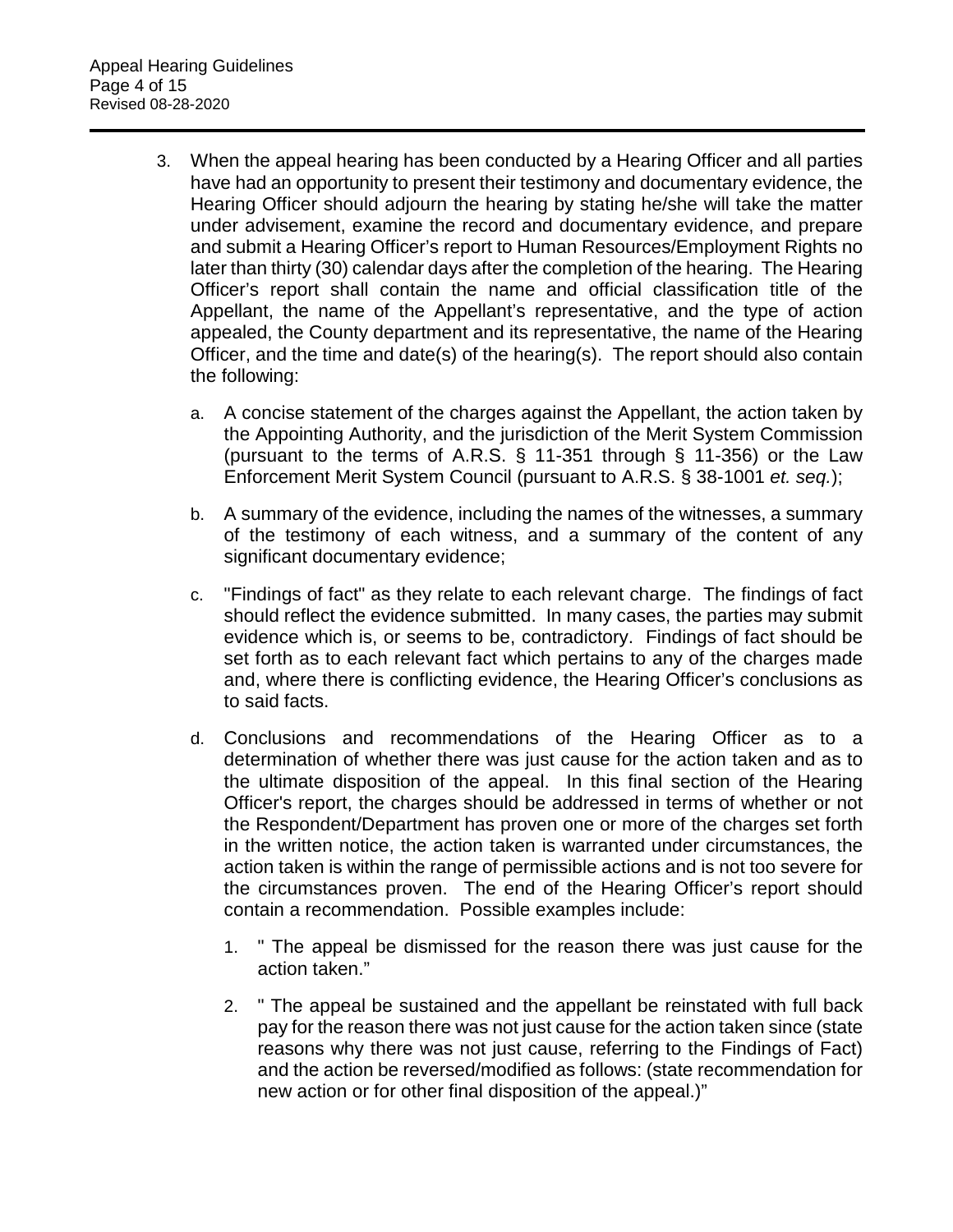3. When the appeal hearing has been conducted by a Hearing Officer and all parties have had an opportunity to present their testimony and documentary evidence, the Hearing Officer should adjourn the hearing by stating he/she will take the matter under advisement, examine the record and documentary evidence, and prepare and submit a Hearing Officer's report to Human Resources/Employment Rights no later than thirty (30) calendar days after the completion of the hearing. The Hearing Officer's report shall contain the name and official classification title of the Appellant, the name of the Appellant's representative, and the type of action appealed, the County department and its representative, the name of the Hearing Officer, and the time and date(s) of the hearing(s). The report should also contain the following:

   a. A concise statement of the charges against the Appellant, the action taken by the Appointing Authority, and the jurisdiction of the Merit System Commission (pursuant to the terms of A.R.S. § 11-351 through § 11-356) or the Law Enforcement Merit System Council (pursuant to A.R.S. § 38-1001 *et. seq.*);

   b. A summary of the evidence, including the names of the witnesses, a summary of the testimony of each witness, and a summary of the content of any significant documentary evidence;

   c. "Findings of fact" as they relate to each relevant charge. The findings of fact should reflect the evidence submitted. In many cases, the parties may submit evidence which is, or seems to be, contradictory. Findings of fact should be set forth as to each relevant fact which pertains to any of the charges made and, where there is conflicting evidence, the Hearing Officer's conclusions as to said facts.

   d. Conclusions and recommendations of the Hearing Officer as to a determination of whether there was just cause for the action taken and as to the ultimate disposition of the appeal. In this final section of the Hearing Officer's report, the charges should be addressed in terms of whether or not the Respondent/Department has proven one or more of the charges set forth in the written notice, the action taken is warranted under circumstances, the action taken is within the range of permissible actions and is not too severe for the circumstances proven. The end of the Hearing Officer's report should contain a recommendation. Possible examples include:

      1. " The appeal be dismissed for the reason there was just cause for the action taken."

      2. " The appeal be sustained and the appellant be reinstated with full back pay for the reason there was not just cause for the action taken since (state reasons why there was not just cause, referring to the Findings of Fact) and the action be reversed/modified as follows: (state recommendation for new action or for other final disposition of the appeal.)"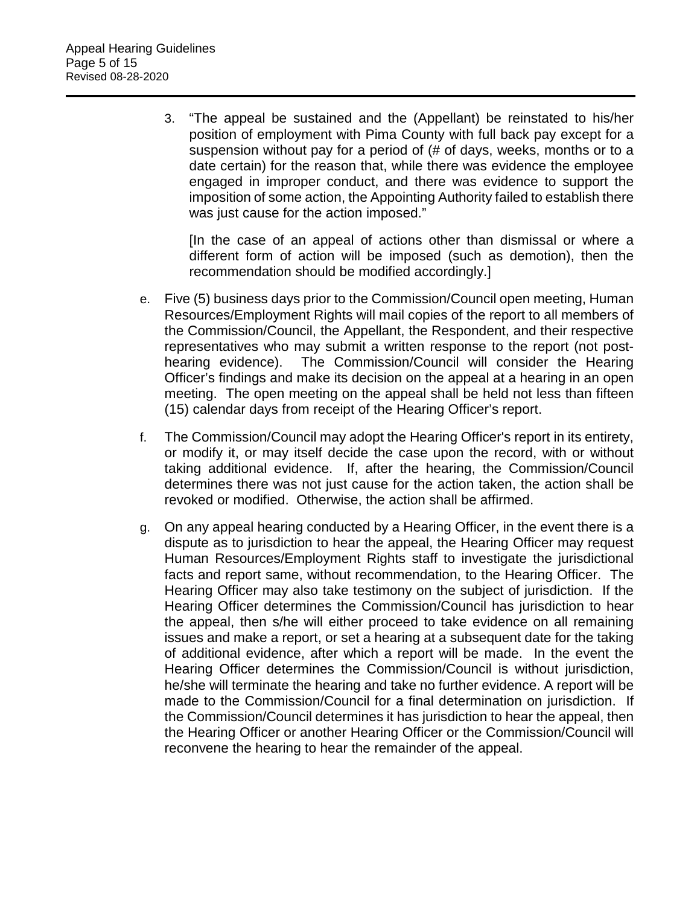3. "The appeal be sustained and the (Appellant) be reinstated to his/her position of employment with Pima County with full back pay except for a suspension without pay for a period of (# of days, weeks, months or to a date certain) for the reason that, while there was evidence the employee engaged in improper conduct, and there was evidence to support the imposition of some action, the Appointing Authority failed to establish there was just cause for the action imposed."

   [In the case of an appeal of actions other than dismissal or where a different form of action will be imposed (such as demotion), then the recommendation should be modified accordingly.]

e. Five (5) business days prior to the Commission/Council open meeting, Human Resources/Employment Rights will mail copies of the report to all members of the Commission/Council, the Appellant, the Respondent, and their respective representatives who may submit a written response to the report (not post-hearing evidence). The Commission/Council will consider the Hearing Officer's findings and make its decision on the appeal at a hearing in an open meeting. The open meeting on the appeal shall be held not less than fifteen (15) calendar days from receipt of the Hearing Officer's report.

f. The Commission/Council may adopt the Hearing Officer's report in its entirety, or modify it, or may itself decide the case upon the record, with or without taking additional evidence. If, after the hearing, the Commission/Council determines there was not just cause for the action taken, the action shall be revoked or modified. Otherwise, the action shall be affirmed.

g. On any appeal hearing conducted by a Hearing Officer, in the event there is a dispute as to jurisdiction to hear the appeal, the Hearing Officer may request Human Resources/Employment Rights staff to investigate the jurisdictional facts and report same, without recommendation, to the Hearing Officer. The Hearing Officer may also take testimony on the subject of jurisdiction. If the Hearing Officer determines the Commission/Council has jurisdiction to hear the appeal, then s/he will either proceed to take evidence on all remaining issues and make a report, or set a hearing at a subsequent date for the taking of additional evidence, after which a report will be made. In the event the Hearing Officer determines the Commission/Council is without jurisdiction, he/she will terminate the hearing and take no further evidence. A report will be made to the Commission/Council for a final determination on jurisdiction. If the Commission/Council determines it has jurisdiction to hear the appeal, then the Hearing Officer or another Hearing Officer or the Commission/Council will reconvene the hearing to hear the remainder of the appeal.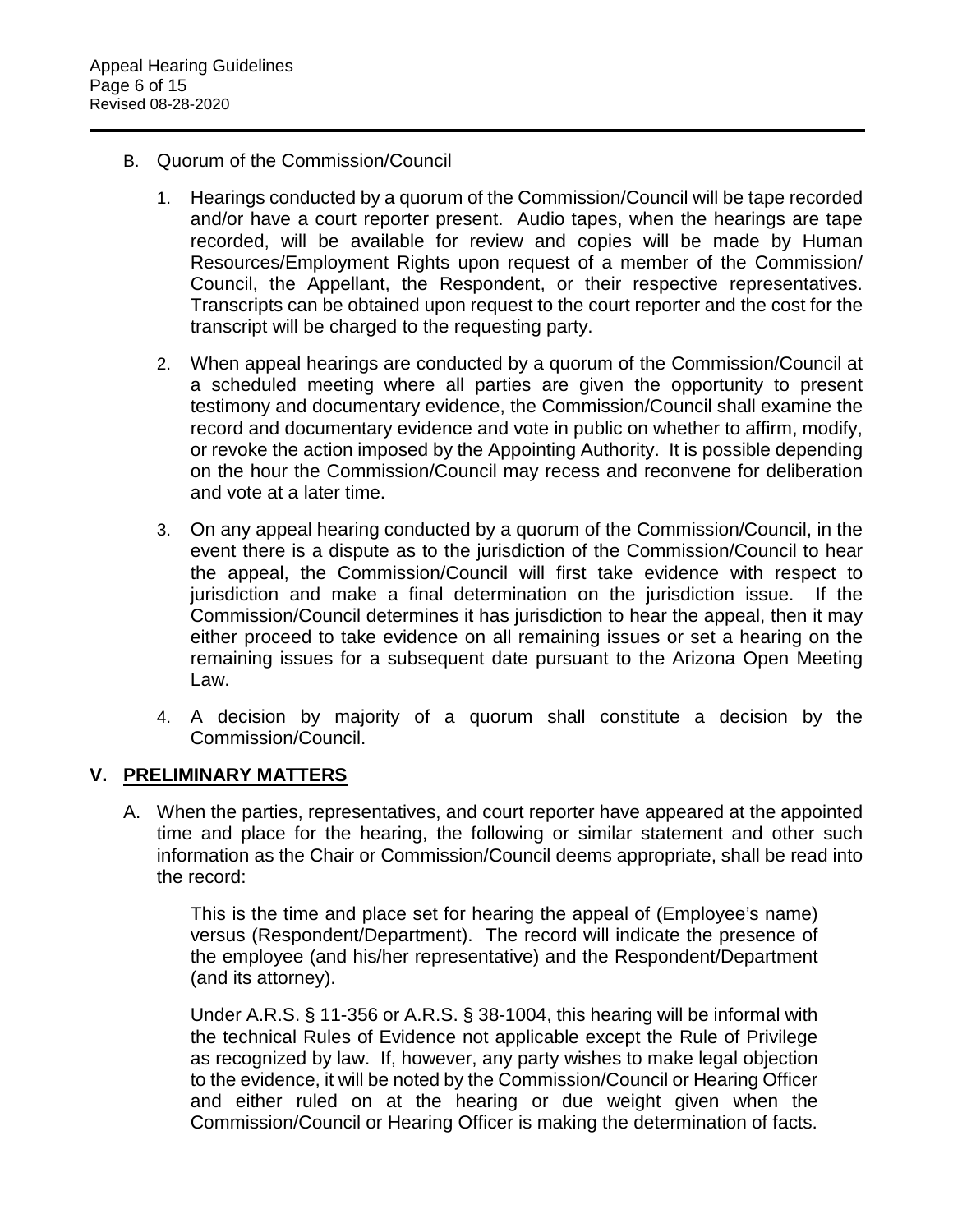B. Quorum of the Commission/Council

1. Hearings conducted by a quorum of the Commission/Council will be tape recorded and/or have a court reporter present. Audio tapes, when the hearings are tape recorded, will be available for review and copies will be made by Human Resources/Employment Rights upon request of a member of the Commission/ Council, the Appellant, the Respondent, or their respective representatives. Transcripts can be obtained upon request to the court reporter and the cost for the transcript will be charged to the requesting party.

2. When appeal hearings are conducted by a quorum of the Commission/Council at a scheduled meeting where all parties are given the opportunity to present testimony and documentary evidence, the Commission/Council shall examine the record and documentary evidence and vote in public on whether to affirm, modify, or revoke the action imposed by the Appointing Authority. It is possible depending on the hour the Commission/Council may recess and reconvene for deliberation and vote at a later time.

3. On any appeal hearing conducted by a quorum of the Commission/Council, in the event there is a dispute as to the jurisdiction of the Commission/Council to hear the appeal, the Commission/Council will first take evidence with respect to jurisdiction and make a final determination on the jurisdiction issue. If the Commission/Council determines it has jurisdiction to hear the appeal, then it may either proceed to take evidence on all remaining issues or set a hearing on the remaining issues for a subsequent date pursuant to the Arizona Open Meeting Law.

4. A decision by majority of a quorum shall constitute a decision by the Commission/Council.

## V. PRELIMINARY MATTERS

A. When the parties, representatives, and court reporter have appeared at the appointed time and place for the hearing, the following or similar statement and other such information as the Chair or Commission/Council deems appropriate, shall be read into the record:

> This is the time and place set for hearing the appeal of (Employee's name) versus (Respondent/Department). The record will indicate the presence of the employee (and his/her representative) and the Respondent/Department (and its attorney).
>
> Under A.R.S. § 11-356 or A.R.S. § 38-1004, this hearing will be informal with the technical Rules of Evidence not applicable except the Rule of Privilege as recognized by law. If, however, any party wishes to make legal objection to the evidence, it will be noted by the Commission/Council or Hearing Officer and either ruled on at the hearing or due weight given when the Commission/Council or Hearing Officer is making the determination of facts.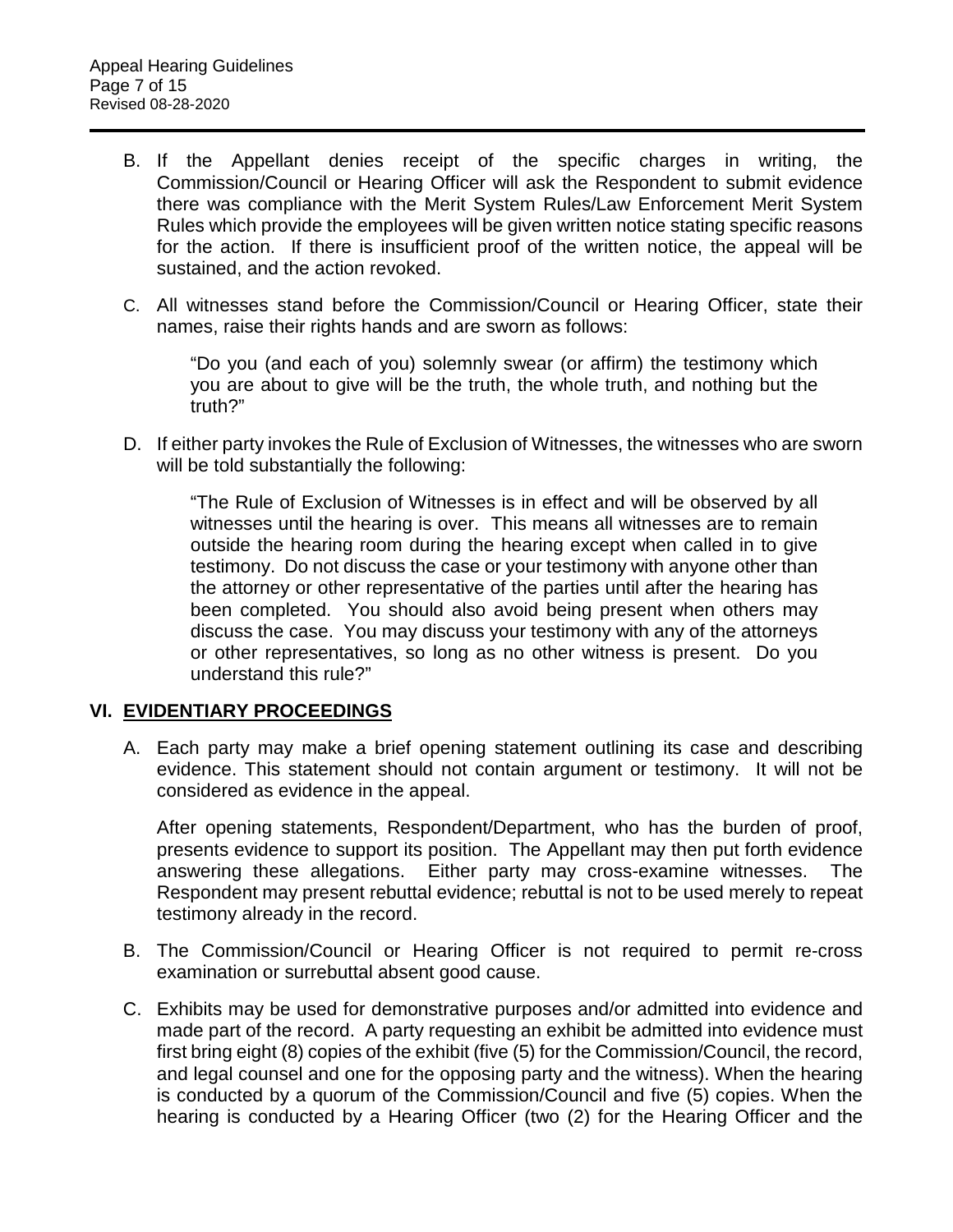B. If the Appellant denies receipt of the specific charges in writing, the Commission/Council or Hearing Officer will ask the Respondent to submit evidence there was compliance with the Merit System Rules/Law Enforcement Merit System Rules which provide the employees will be given written notice stating specific reasons for the action. If there is insufficient proof of the written notice, the appeal will be sustained, and the action revoked.

C. All witnesses stand before the Commission/Council or Hearing Officer, state their names, raise their rights hands and are sworn as follows:

> "Do you (and each of you) solemnly swear (or affirm) the testimony which you are about to give will be the truth, the whole truth, and nothing but the truth?"

D. If either party invokes the Rule of Exclusion of Witnesses, the witnesses who are sworn will be told substantially the following:

> "The Rule of Exclusion of Witnesses is in effect and will be observed by all witnesses until the hearing is over. This means all witnesses are to remain outside the hearing room during the hearing except when called in to give testimony. Do not discuss the case or your testimony with anyone other than the attorney or other representative of the parties until after the hearing has been completed. You should also avoid being present when others may discuss the case. You may discuss your testimony with any of the attorneys or other representatives, so long as no other witness is present. Do you understand this rule?"

## VI. EVIDENTIARY PROCEEDINGS

A. Each party may make a brief opening statement outlining its case and describing evidence. This statement should not contain argument or testimony. It will not be considered as evidence in the appeal.

After opening statements, Respondent/Department, who has the burden of proof, presents evidence to support its position. The Appellant may then put forth evidence answering these allegations. Either party may cross-examine witnesses. The Respondent may present rebuttal evidence; rebuttal is not to be used merely to repeat testimony already in the record.

B. The Commission/Council or Hearing Officer is not required to permit re-cross examination or surrebuttal absent good cause.

C. Exhibits may be used for demonstrative purposes and/or admitted into evidence and made part of the record. A party requesting an exhibit be admitted into evidence must first bring eight (8) copies of the exhibit (five (5) for the Commission/Council, the record, and legal counsel and one for the opposing party and the witness). When the hearing is conducted by a quorum of the Commission/Council and five (5) copies. When the hearing is conducted by a Hearing Officer (two (2) for the Hearing Officer and the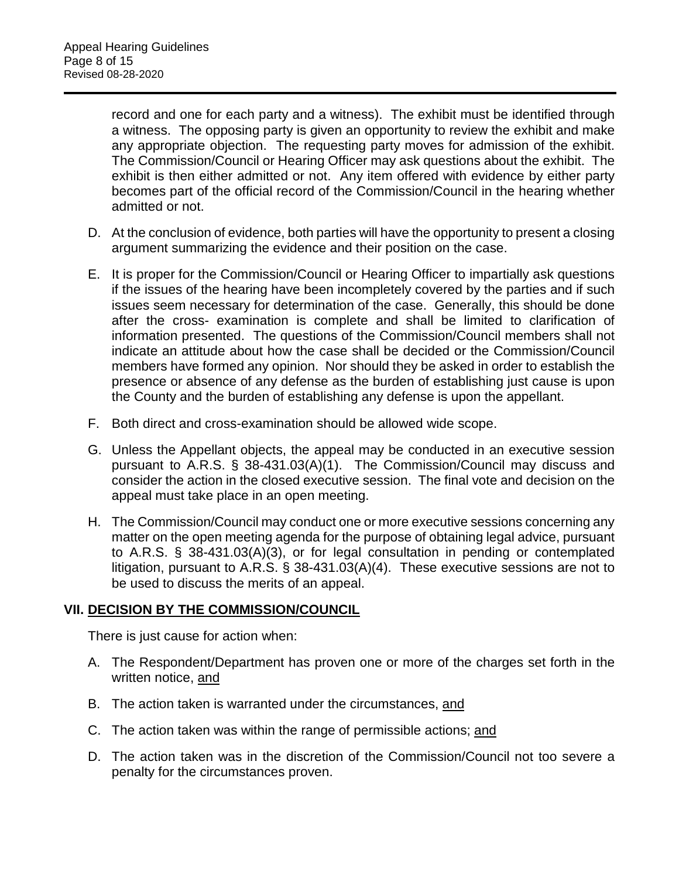record and one for each party and a witness). The exhibit must be identified through a witness. The opposing party is given an opportunity to review the exhibit and make any appropriate objection. The requesting party moves for admission of the exhibit. The Commission/Council or Hearing Officer may ask questions about the exhibit. The exhibit is then either admitted or not. Any item offered with evidence by either party becomes part of the official record of the Commission/Council in the hearing whether admitted or not.

D. At the conclusion of evidence, both parties will have the opportunity to present a closing argument summarizing the evidence and their position on the case.

E. It is proper for the Commission/Council or Hearing Officer to impartially ask questions if the issues of the hearing have been incompletely covered by the parties and if such issues seem necessary for determination of the case. Generally, this should be done after the cross- examination is complete and shall be limited to clarification of information presented. The questions of the Commission/Council members shall not indicate an attitude about how the case shall be decided or the Commission/Council members have formed any opinion. Nor should they be asked in order to establish the presence or absence of any defense as the burden of establishing just cause is upon the County and the burden of establishing any defense is upon the appellant.

F. Both direct and cross-examination should be allowed wide scope.

G. Unless the Appellant objects, the appeal may be conducted in an executive session pursuant to A.R.S. § 38-431.03(A)(1). The Commission/Council may discuss and consider the action in the closed executive session. The final vote and decision on the appeal must take place in an open meeting.

H. The Commission/Council may conduct one or more executive sessions concerning any matter on the open meeting agenda for the purpose of obtaining legal advice, pursuant to A.R.S. § 38-431.03(A)(3), or for legal consultation in pending or contemplated litigation, pursuant to A.R.S. § 38-431.03(A)(4). These executive sessions are not to be used to discuss the merits of an appeal.

## VII. DECISION BY THE COMMISSION/COUNCIL

There is just cause for action when:

A. The Respondent/Department has proven one or more of the charges set forth in the written notice, and

B. The action taken is warranted under the circumstances, and

C. The action taken was within the range of permissible actions; and

D. The action taken was in the discretion of the Commission/Council not too severe a penalty for the circumstances proven.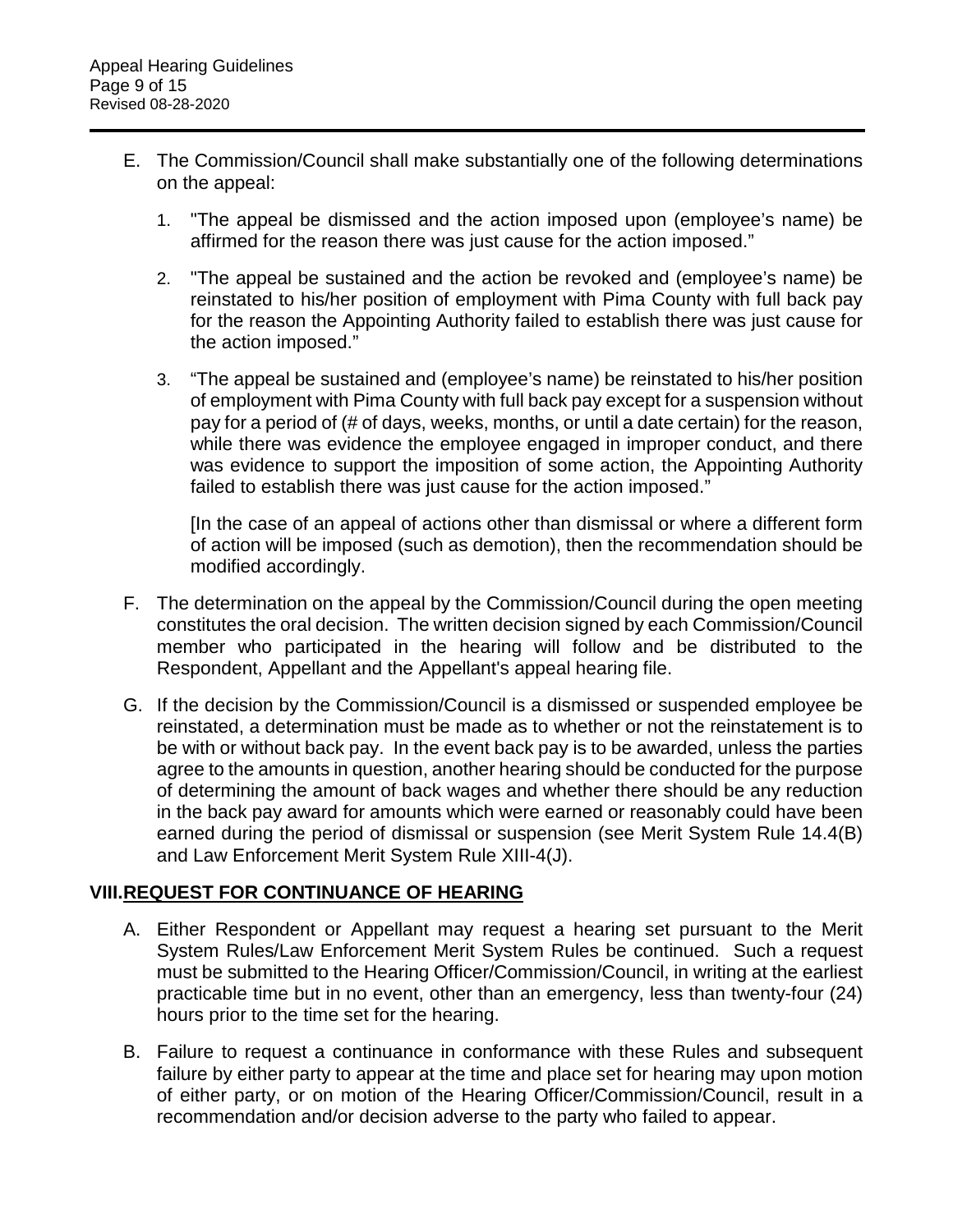E. The Commission/Council shall make substantially one of the following determinations on the appeal:

   1. "The appeal be dismissed and the action imposed upon (employee's name) be affirmed for the reason there was just cause for the action imposed."

   2. "The appeal be sustained and the action be revoked and (employee's name) be reinstated to his/her position of employment with Pima County with full back pay for the reason the Appointing Authority failed to establish there was just cause for the action imposed."

   3. "The appeal be sustained and (employee's name) be reinstated to his/her position of employment with Pima County with full back pay except for a suspension without pay for a period of (# of days, weeks, months, or until a date certain) for the reason, while there was evidence the employee engaged in improper conduct, and there was evidence to support the imposition of some action, the Appointing Authority failed to establish there was just cause for the action imposed."

      [In the case of an appeal of actions other than dismissal or where a different form of action will be imposed (such as demotion), then the recommendation should be modified accordingly.

F. The determination on the appeal by the Commission/Council during the open meeting constitutes the oral decision. The written decision signed by each Commission/Council member who participated in the hearing will follow and be distributed to the Respondent, Appellant and the Appellant's appeal hearing file.

G. If the decision by the Commission/Council is a dismissed or suspended employee be reinstated, a determination must be made as to whether or not the reinstatement is to be with or without back pay. In the event back pay is to be awarded, unless the parties agree to the amounts in question, another hearing should be conducted for the purpose of determining the amount of back wages and whether there should be any reduction in the back pay award for amounts which were earned or reasonably could have been earned during the period of dismissal or suspension (see Merit System Rule 14.4(B) and Law Enforcement Merit System Rule XIII-4(J).

## VIII. REQUEST FOR CONTINUANCE OF HEARING

A. Either Respondent or Appellant may request a hearing set pursuant to the Merit System Rules/Law Enforcement Merit System Rules be continued. Such a request must be submitted to the Hearing Officer/Commission/Council, in writing at the earliest practicable time but in no event, other than an emergency, less than twenty-four (24) hours prior to the time set for the hearing.

B. Failure to request a continuance in conformance with these Rules and subsequent failure by either party to appear at the time and place set for hearing may upon motion of either party, or on motion of the Hearing Officer/Commission/Council, result in a recommendation and/or decision adverse to the party who failed to appear.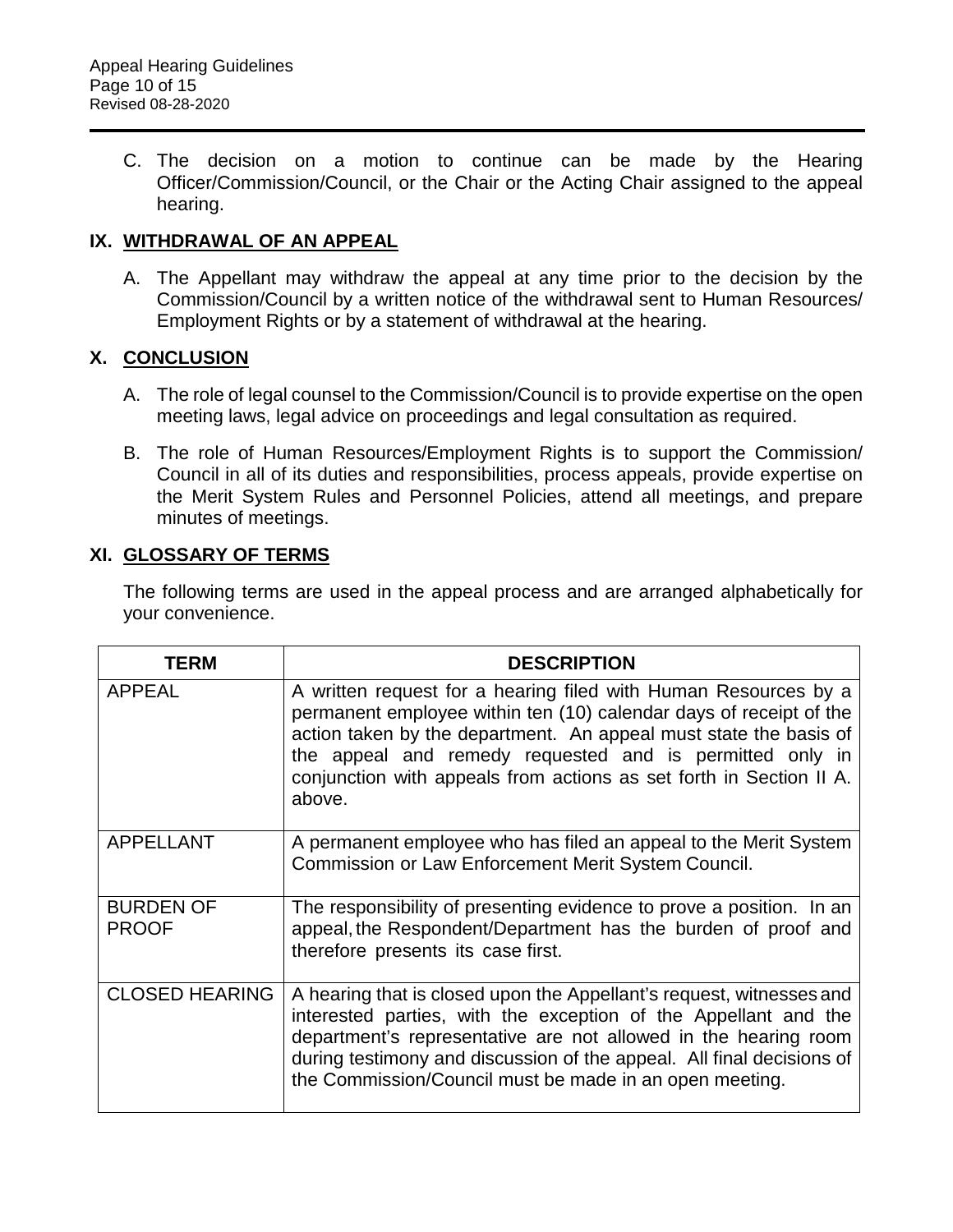C. The decision on a motion to continue can be made by the Hearing Officer/Commission/Council, or the Chair or the Acting Chair assigned to the appeal hearing.

## IX. WITHDRAWAL OF AN APPEAL

A. The Appellant may withdraw the appeal at any time prior to the decision by the Commission/Council by a written notice of the withdrawal sent to Human Resources/ Employment Rights or by a statement of withdrawal at the hearing.

## X. CONCLUSION

A. The role of legal counsel to the Commission/Council is to provide expertise on the open meeting laws, legal advice on proceedings and legal consultation as required.

B. The role of Human Resources/Employment Rights is to support the Commission/ Council in all of its duties and responsibilities, process appeals, provide expertise on the Merit System Rules and Personnel Policies, attend all meetings, and prepare minutes of meetings.

## XI. GLOSSARY OF TERMS

The following terms are used in the appeal process and are arranged alphabetically for your convenience.

| TERM | DESCRIPTION |
|---|---|
| APPEAL | A written request for a hearing filed with Human Resources by a permanent employee within ten (10) calendar days of receipt of the action taken by the department. An appeal must state the basis of the appeal and remedy requested and is permitted only in conjunction with appeals from actions as set forth in Section II A. above. |
| APPELLANT | A permanent employee who has filed an appeal to the Merit System Commission or Law Enforcement Merit System Council. |
| BURDEN OF PROOF | The responsibility of presenting evidence to prove a position. In an appeal, the Respondent/Department has the burden of proof and therefore presents its case first. |
| CLOSED HEARING | A hearing that is closed upon the Appellant's request, witnesses and interested parties, with the exception of the Appellant and the department's representative are not allowed in the hearing room during testimony and discussion of the appeal. All final decisions of the Commission/Council must be made in an open meeting. |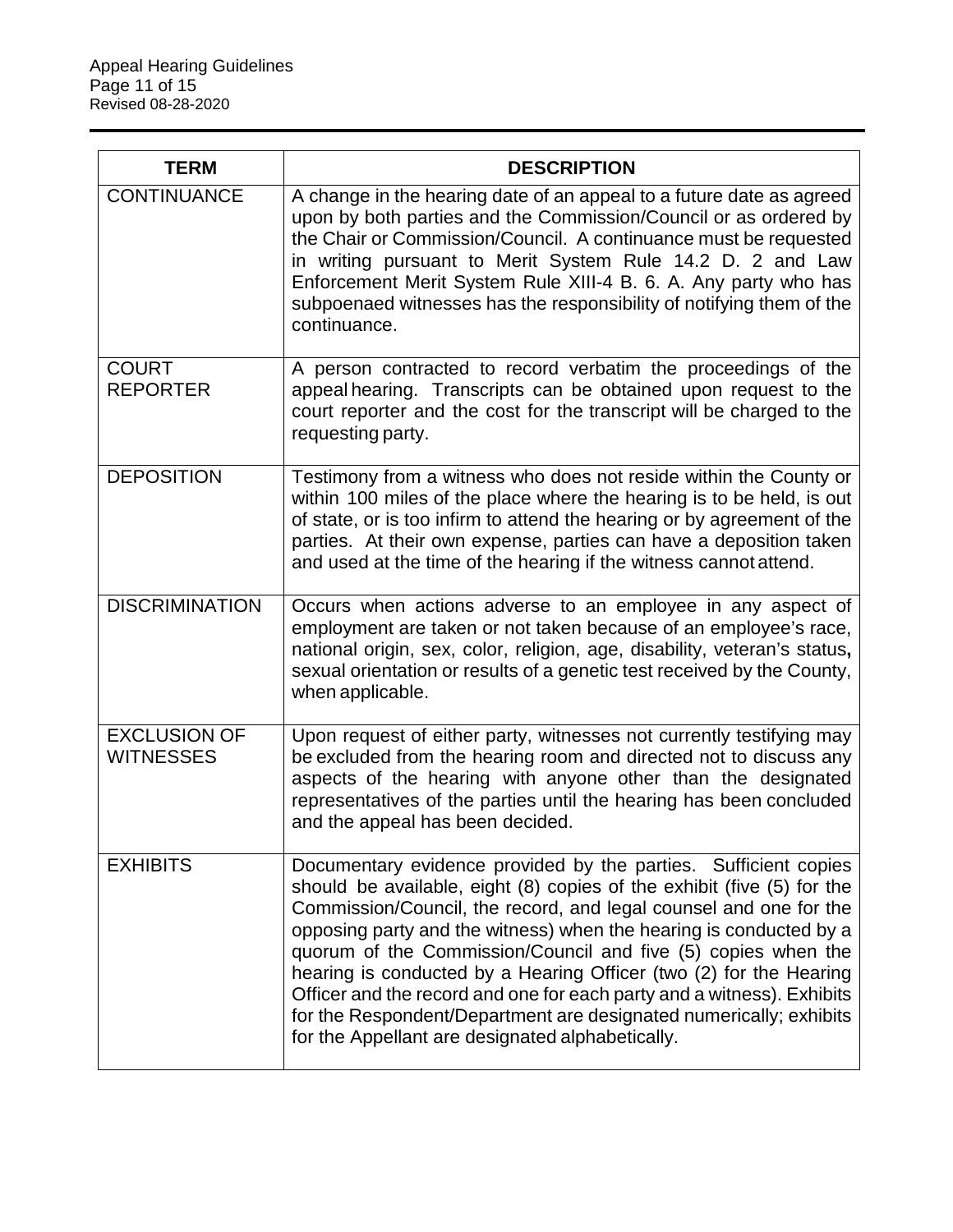| TERM | DESCRIPTION |
|---|---|
| CONTINUANCE | A change in the hearing date of an appeal to a future date as agreed upon by both parties and the Commission/Council or as ordered by the Chair or Commission/Council. A continuance must be requested in writing pursuant to Merit System Rule 14.2 D. 2 and Law Enforcement Merit System Rule XIII-4 B. 6. A. Any party who has subpoenaed witnesses has the responsibility of notifying them of the continuance. |
| COURT REPORTER | A person contracted to record verbatim the proceedings of the appeal hearing. Transcripts can be obtained upon request to the court reporter and the cost for the transcript will be charged to the requesting party. |
| DEPOSITION | Testimony from a witness who does not reside within the County or within 100 miles of the place where the hearing is to be held, is out of state, or is too infirm to attend the hearing or by agreement of the parties. At their own expense, parties can have a deposition taken and used at the time of the hearing if the witness cannot attend. |
| DISCRIMINATION | Occurs when actions adverse to an employee in any aspect of employment are taken or not taken because of an employee's race, national origin, sex, color, religion, age, disability, veteran's status, sexual orientation or results of a genetic test received by the County, when applicable. |
| EXCLUSION OF WITNESSES | Upon request of either party, witnesses not currently testifying may be excluded from the hearing room and directed not to discuss any aspects of the hearing with anyone other than the designated representatives of the parties until the hearing has been concluded and the appeal has been decided. |
| EXHIBITS | Documentary evidence provided by the parties. Sufficient copies should be available, eight (8) copies of the exhibit (five (5) for the Commission/Council, the record, and legal counsel and one for the opposing party and the witness) when the hearing is conducted by a quorum of the Commission/Council and five (5) copies when the hearing is conducted by a Hearing Officer (two (2) for the Hearing Officer and the record and one for each party and a witness). Exhibits for the Respondent/Department are designated numerically; exhibits for the Appellant are designated alphabetically. |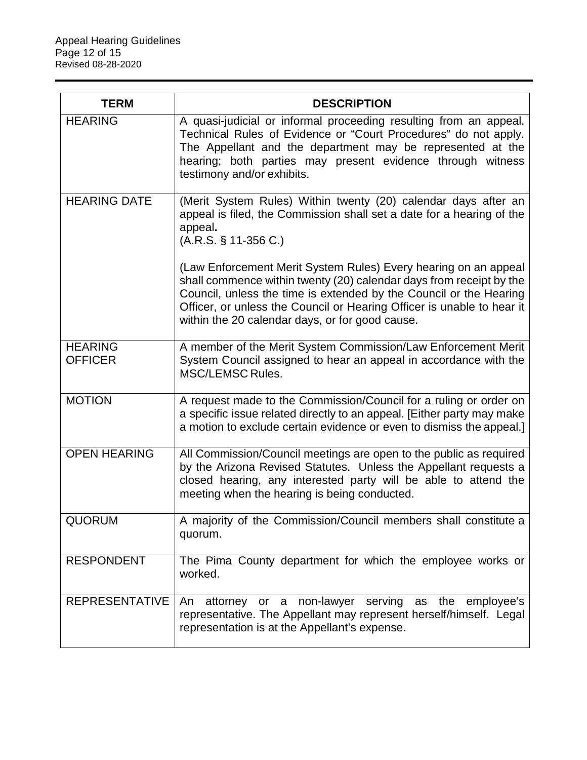| TERM | DESCRIPTION |
| --- | --- |
| HEARING | A quasi-judicial or informal proceeding resulting from an appeal. Technical Rules of Evidence or "Court Procedures" do not apply. The Appellant and the department may be represented at the hearing; both parties may present evidence through witness testimony and/or exhibits. |
| HEARING DATE | (Merit System Rules) Within twenty (20) calendar days after an appeal is filed, the Commission shall set a date for a hearing of the appeal**.** (A.R.S. § 11-356 C.)<br><br>(Law Enforcement Merit System Rules) Every hearing on an appeal shall commence within twenty (20) calendar days from receipt by the Council, unless the time is extended by the Council or the Hearing Officer, or unless the Council or Hearing Officer is unable to hear it within the 20 calendar days, or for good cause. |
| HEARING OFFICER | A member of the Merit System Commission/Law Enforcement Merit System Council assigned to hear an appeal in accordance with the MSC/LEMSC Rules. |
| MOTION | A request made to the Commission/Council for a ruling or order on a specific issue related directly to an appeal. [Either party may make a motion to exclude certain evidence or even to dismiss the appeal.] |
| OPEN HEARING | All Commission/Council meetings are open to the public as required by the Arizona Revised Statutes. Unless the Appellant requests a closed hearing, any interested party will be able to attend the meeting when the hearing is being conducted. |
| QUORUM | A majority of the Commission/Council members shall constitute a quorum. |
| RESPONDENT | The Pima County department for which the employee works or worked. |
| REPRESENTATIVE | An attorney or a non-lawyer serving as the employee's representative. The Appellant may represent herself/himself. Legal representation is at the Appellant's expense. |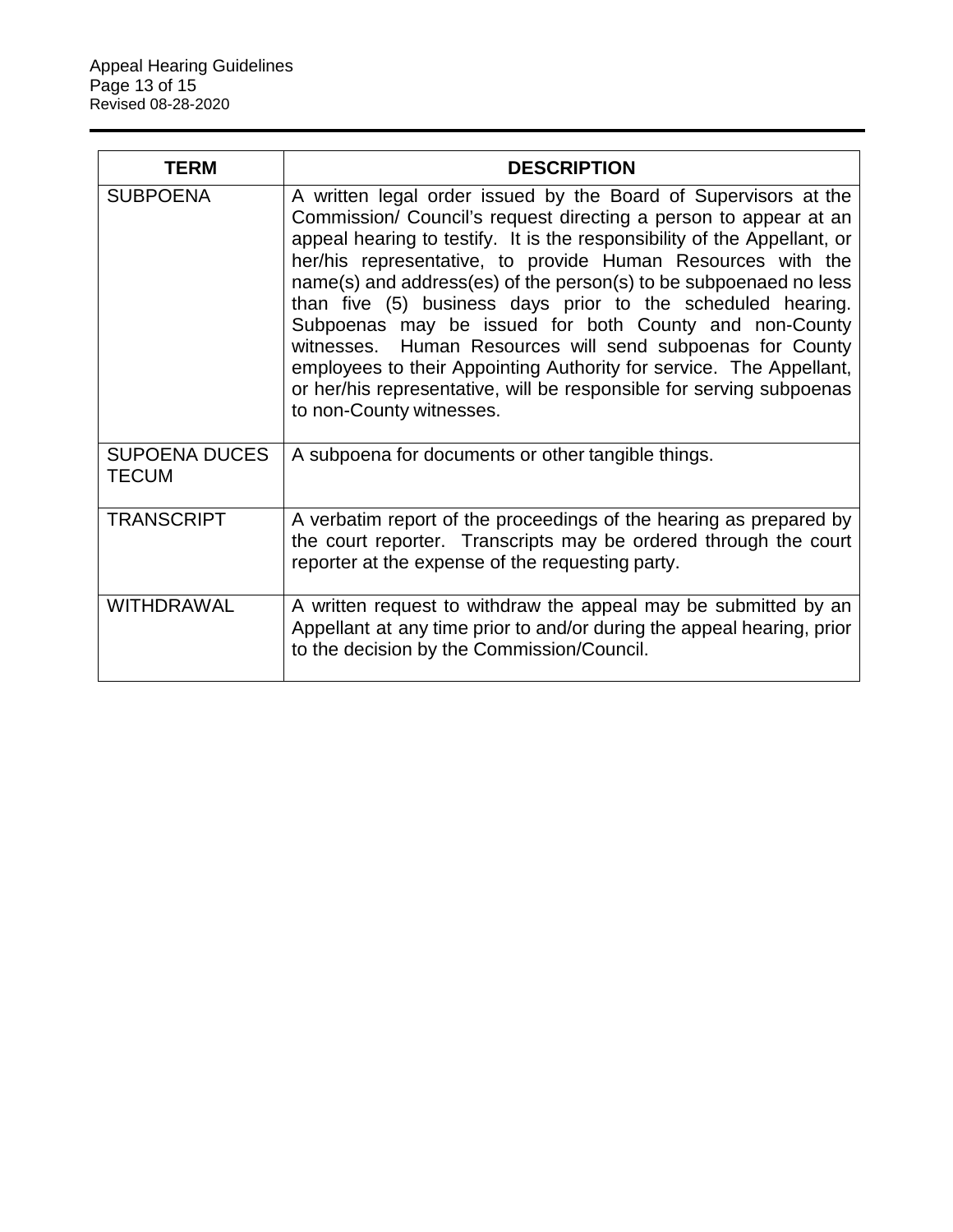| TERM | DESCRIPTION |
| --- | --- |
| SUBPOENA | A written legal order issued by the Board of Supervisors at the Commission/ Council's request directing a person to appear at an appeal hearing to testify. It is the responsibility of the Appellant, or her/his representative, to provide Human Resources with the name(s) and address(es) of the person(s) to be subpoenaed no less than five (5) business days prior to the scheduled hearing. Subpoenas may be issued for both County and non-County witnesses. Human Resources will send subpoenas for County employees to their Appointing Authority for service. The Appellant, or her/his representative, will be responsible for serving subpoenas to non-County witnesses. |
| SUPOENA DUCES TECUM | A subpoena for documents or other tangible things. |
| TRANSCRIPT | A verbatim report of the proceedings of the hearing as prepared by the court reporter. Transcripts may be ordered through the court reporter at the expense of the requesting party. |
| WITHDRAWAL | A written request to withdraw the appeal may be submitted by an Appellant at any time prior to and/or during the appeal hearing, prior to the decision by the Commission/Council. |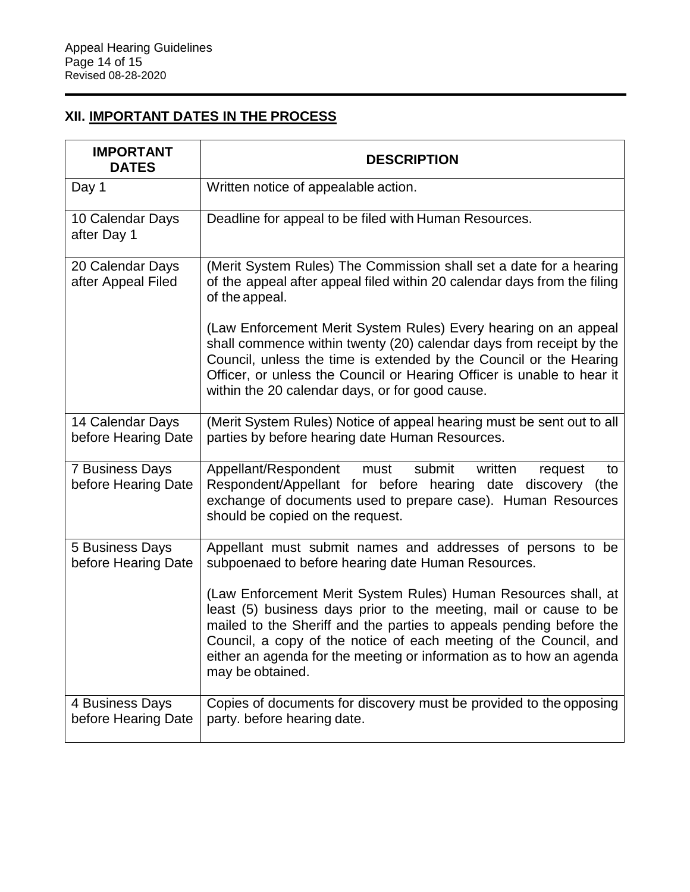## XII. IMPORTANT DATES IN THE PROCESS

| IMPORTANT DATES | DESCRIPTION |
|---|---|
| Day 1 | Written notice of appealable action. |
| 10 Calendar Days after Day 1 | Deadline for appeal to be filed with Human Resources. |
| 20 Calendar Days after Appeal Filed | (Merit System Rules) The Commission shall set a date for a hearing of the appeal after appeal filed within 20 calendar days from the filing of the appeal.<br><br>(Law Enforcement Merit System Rules) Every hearing on an appeal shall commence within twenty (20) calendar days from receipt by the Council, unless the time is extended by the Council or the Hearing Officer, or unless the Council or Hearing Officer is unable to hear it within the 20 calendar days, or for good cause. |
| 14 Calendar Days before Hearing Date | (Merit System Rules) Notice of appeal hearing must be sent out to all parties by before hearing date Human Resources. |
| 7 Business Days before Hearing Date | Appellant/Respondent must submit written request to Respondent/Appellant for before hearing date discovery (the exchange of documents used to prepare case). Human Resources should be copied on the request. |
| 5 Business Days before Hearing Date | Appellant must submit names and addresses of persons to be subpoenaed to before hearing date Human Resources.<br><br>(Law Enforcement Merit System Rules) Human Resources shall, at least (5) business days prior to the meeting, mail or cause to be mailed to the Sheriff and the parties to appeals pending before the Council, a copy of the notice of each meeting of the Council, and either an agenda for the meeting or information as to how an agenda may be obtained. |
| 4 Business Days before Hearing Date | Copies of documents for discovery must be provided to the opposing party. before hearing date. |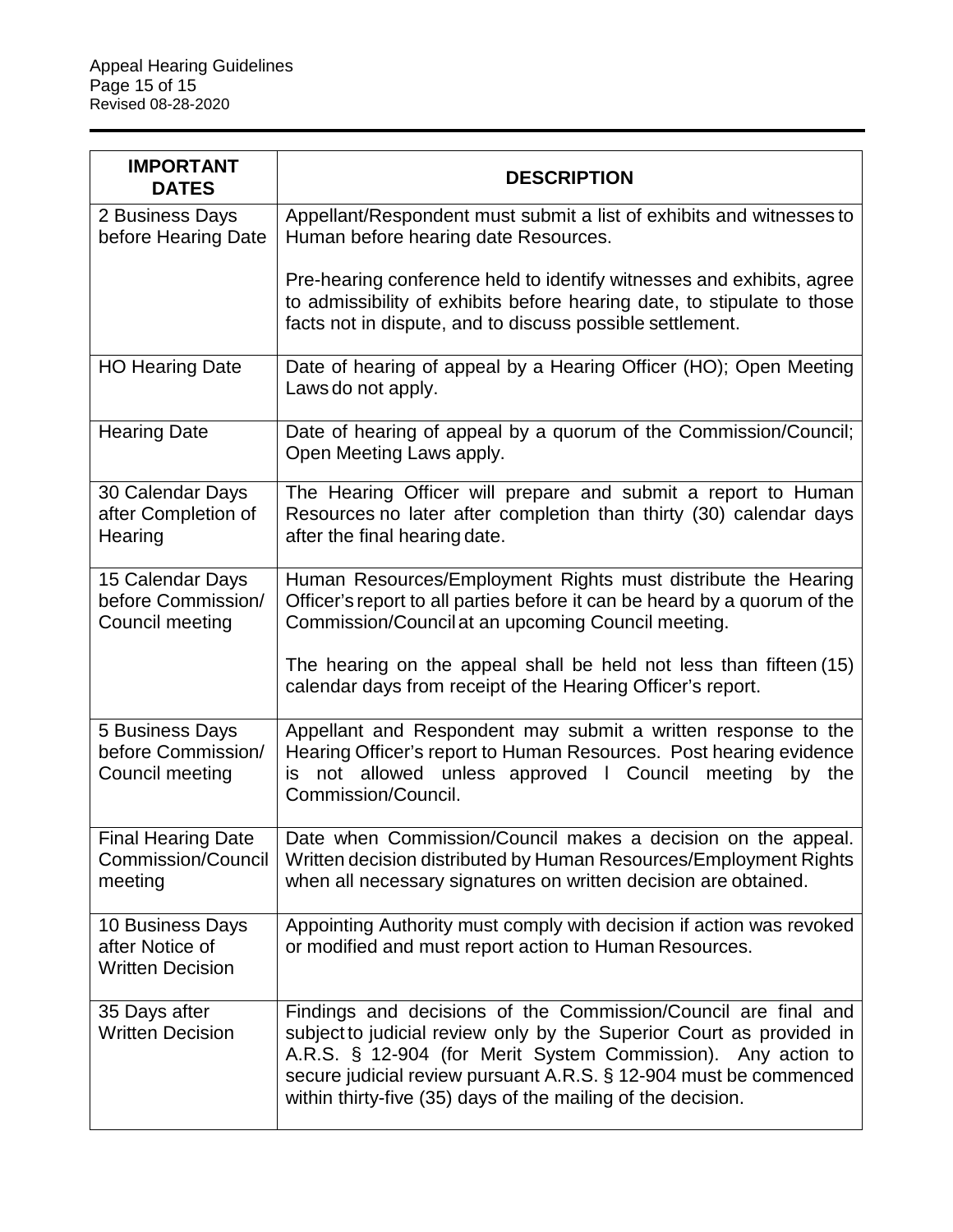| IMPORTANT DATES | DESCRIPTION |
|---|---|
| 2 Business Days before Hearing Date | Appellant/Respondent must submit a list of exhibits and witnesses to Human before hearing date Resources.<br><br>Pre-hearing conference held to identify witnesses and exhibits, agree to admissibility of exhibits before hearing date, to stipulate to those facts not in dispute, and to discuss possible settlement. |
| HO Hearing Date | Date of hearing of appeal by a Hearing Officer (HO); Open Meeting Laws do not apply. |
| Hearing Date | Date of hearing of appeal by a quorum of the Commission/Council; Open Meeting Laws apply. |
| 30 Calendar Days after Completion of Hearing | The Hearing Officer will prepare and submit a report to Human Resources no later after completion than thirty (30) calendar days after the final hearing date. |
| 15 Calendar Days before Commission/ Council meeting | Human Resources/Employment Rights must distribute the Hearing Officer's report to all parties before it can be heard by a quorum of the Commission/Council at an upcoming Council meeting.<br><br>The hearing on the appeal shall be held not less than fifteen (15) calendar days from receipt of the Hearing Officer's report. |
| 5 Business Days before Commission/ Council meeting | Appellant and Respondent may submit a written response to the Hearing Officer's report to Human Resources. Post hearing evidence is not allowed unless approved l Council meeting by the Commission/Council. |
| Final Hearing Date Commission/Council meeting | Date when Commission/Council makes a decision on the appeal. Written decision distributed by Human Resources/Employment Rights when all necessary signatures on written decision are obtained. |
| 10 Business Days after Notice of Written Decision | Appointing Authority must comply with decision if action was revoked or modified and must report action to Human Resources. |
| 35 Days after Written Decision | Findings and decisions of the Commission/Council are final and subject to judicial review only by the Superior Court as provided in A.R.S. § 12-904 (for Merit System Commission). Any action to secure judicial review pursuant A.R.S. § 12-904 must be commenced within thirty-five (35) days of the mailing of the decision. |